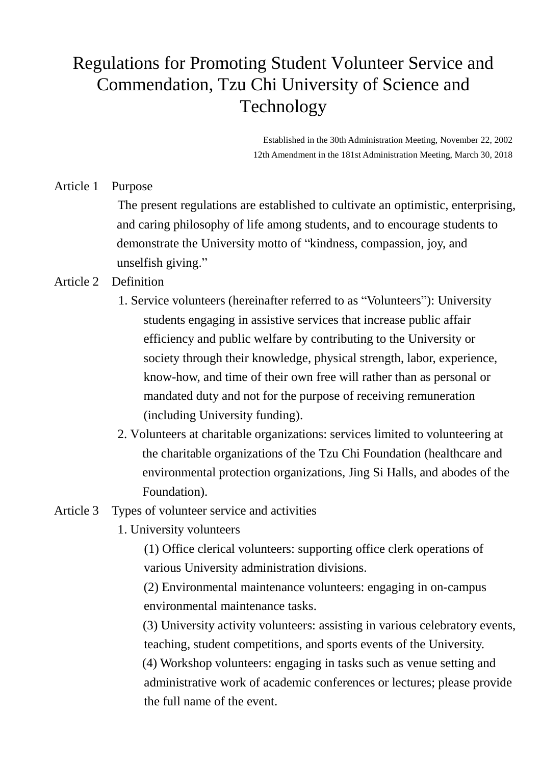# Regulations for Promoting Student Volunteer Service and Commendation, Tzu Chi University of Science and Technology

Established in the 30th Administration Meeting, November 22, 2002
12th Amendment in the 181st Administration Meeting, March 30, 2018

**Article 1 Purpose**

The present regulations are established to cultivate an optimistic, enterprising, and caring philosophy of life among students, and to encourage students to demonstrate the University motto of "kindness, compassion, joy, and unselfish giving."

**Article 2 Definition**

1. Service volunteers (hereinafter referred to as "Volunteers"): University students engaging in assistive services that increase public affair efficiency and public welfare by contributing to the University or society through their knowledge, physical strength, labor, experience, know-how, and time of their own free will rather than as personal or mandated duty and not for the purpose of receiving remuneration (including University funding).
2. Volunteers at charitable organizations: services limited to volunteering at the charitable organizations of the Tzu Chi Foundation (healthcare and environmental protection organizations, Jing Si Halls, and abodes of the Foundation).

**Article 3 Types of volunteer service and activities**

1. University volunteers
   - (1) Office clerical volunteers: supporting office clerk operations of various University administration divisions.
   - (2) Environmental maintenance volunteers: engaging in on-campus environmental maintenance tasks.
   - (3) University activity volunteers: assisting in various celebratory events, teaching, student competitions, and sports events of the University.
   - (4) Workshop volunteers: engaging in tasks such as venue setting and administrative work of academic conferences or lectures; please provide the full name of the event.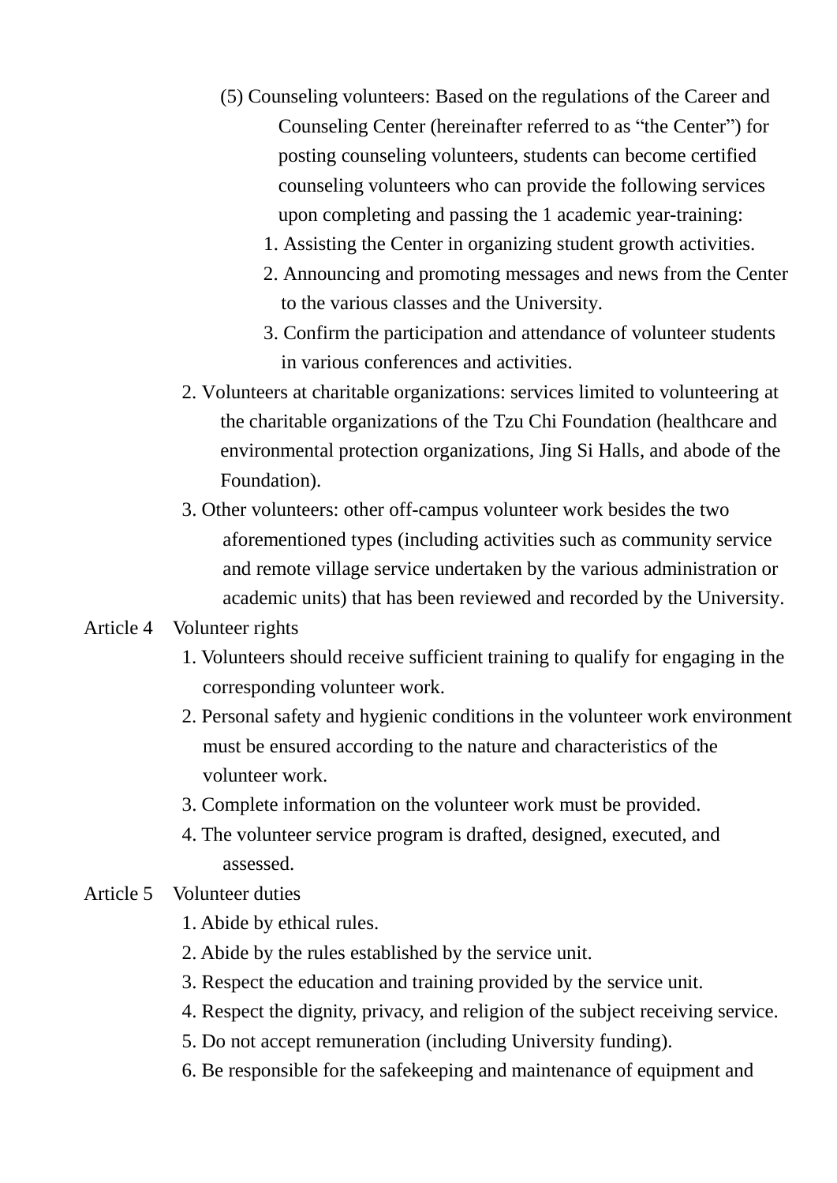(5) Counseling volunteers: Based on the regulations of the Career and Counseling Center (hereinafter referred to as "the Center") for posting counseling volunteers, students can become certified counseling volunteers who can provide the following services upon completing and passing the 1 academic year-training:

1. Assisting the Center in organizing student growth activities.
2. Announcing and promoting messages and news from the Center to the various classes and the University.
3. Confirm the participation and attendance of volunteer students in various conferences and activities.

2. Volunteers at charitable organizations: services limited to volunteering at the charitable organizations of the Tzu Chi Foundation (healthcare and environmental protection organizations, Jing Si Halls, and abode of the Foundation).

3. Other volunteers: other off-campus volunteer work besides the two aforementioned types (including activities such as community service and remote village service undertaken by the various administration or academic units) that has been reviewed and recorded by the University.

Article 4 Volunteer rights

1. Volunteers should receive sufficient training to qualify for engaging in the corresponding volunteer work.
2. Personal safety and hygienic conditions in the volunteer work environment must be ensured according to the nature and characteristics of the volunteer work.
3. Complete information on the volunteer work must be provided.
4. The volunteer service program is drafted, designed, executed, and assessed.

Article 5 Volunteer duties

1. Abide by ethical rules.
2. Abide by the rules established by the service unit.
3. Respect the education and training provided by the service unit.
4. Respect the dignity, privacy, and religion of the subject receiving service.
5. Do not accept remuneration (including University funding).
6. Be responsible for the safekeeping and maintenance of equipment and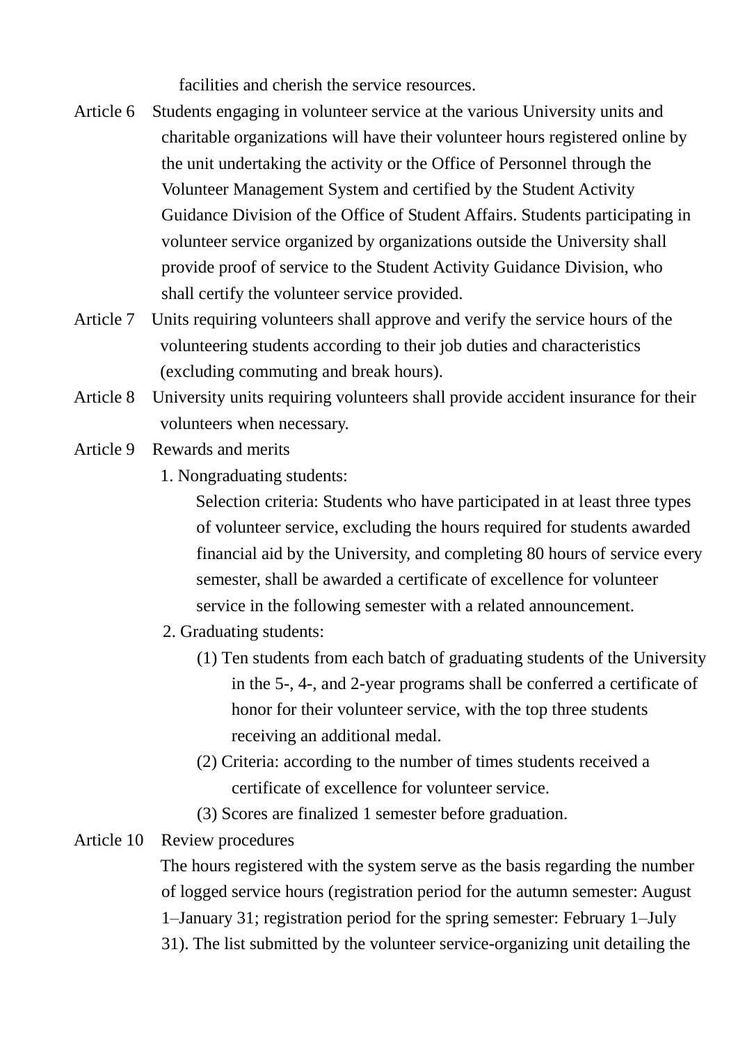facilities and cherish the service resources.

Article 6 Students engaging in volunteer service at the various University units and charitable organizations will have their volunteer hours registered online by the unit undertaking the activity or the Office of Personnel through the Volunteer Management System and certified by the Student Activity Guidance Division of the Office of Student Affairs. Students participating in volunteer service organized by organizations outside the University shall provide proof of service to the Student Activity Guidance Division, who shall certify the volunteer service provided.

Article 7 Units requiring volunteers shall approve and verify the service hours of the volunteering students according to their job duties and characteristics (excluding commuting and break hours).

Article 8 University units requiring volunteers shall provide accident insurance for their volunteers when necessary.

Article 9 Rewards and merits

1. Nongraduating students:

   Selection criteria: Students who have participated in at least three types of volunteer service, excluding the hours required for students awarded financial aid by the University, and completing 80 hours of service every semester, shall be awarded a certificate of excellence for volunteer service in the following semester with a related announcement.

2. Graduating students:

   (1) Ten students from each batch of graduating students of the University in the 5-, 4-, and 2-year programs shall be conferred a certificate of honor for their volunteer service, with the top three students receiving an additional medal.

   (2) Criteria: according to the number of times students received a certificate of excellence for volunteer service.

   (3) Scores are finalized 1 semester before graduation.

Article 10 Review procedures

The hours registered with the system serve as the basis regarding the number of logged service hours (registration period for the autumn semester: August 1–January 31; registration period for the spring semester: February 1–July 31). The list submitted by the volunteer service-organizing unit detailing the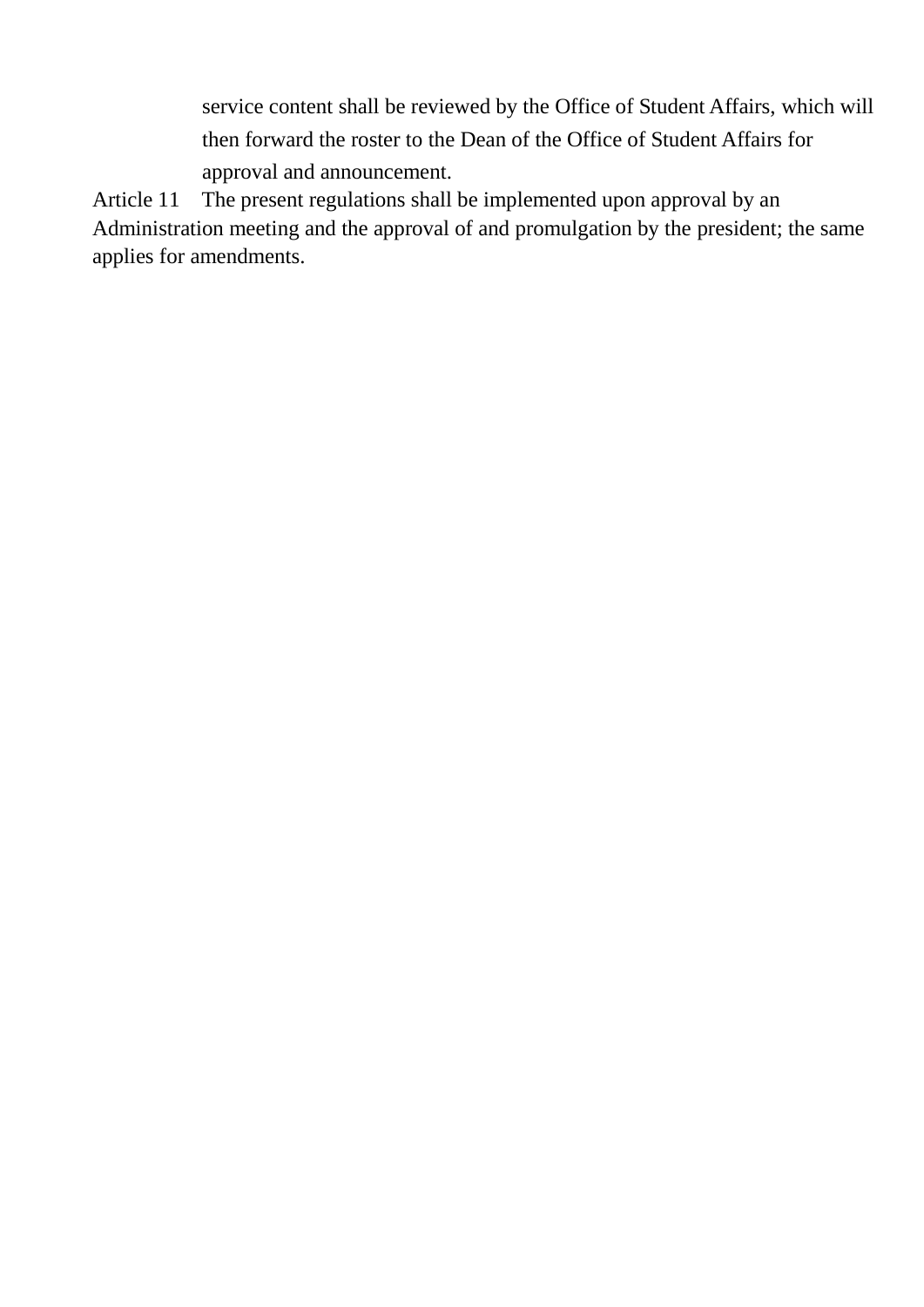service content shall be reviewed by the Office of Student Affairs, which will then forward the roster to the Dean of the Office of Student Affairs for approval and announcement.

Article 11 The present regulations shall be implemented upon approval by an Administration meeting and the approval of and promulgation by the president; the same applies for amendments.